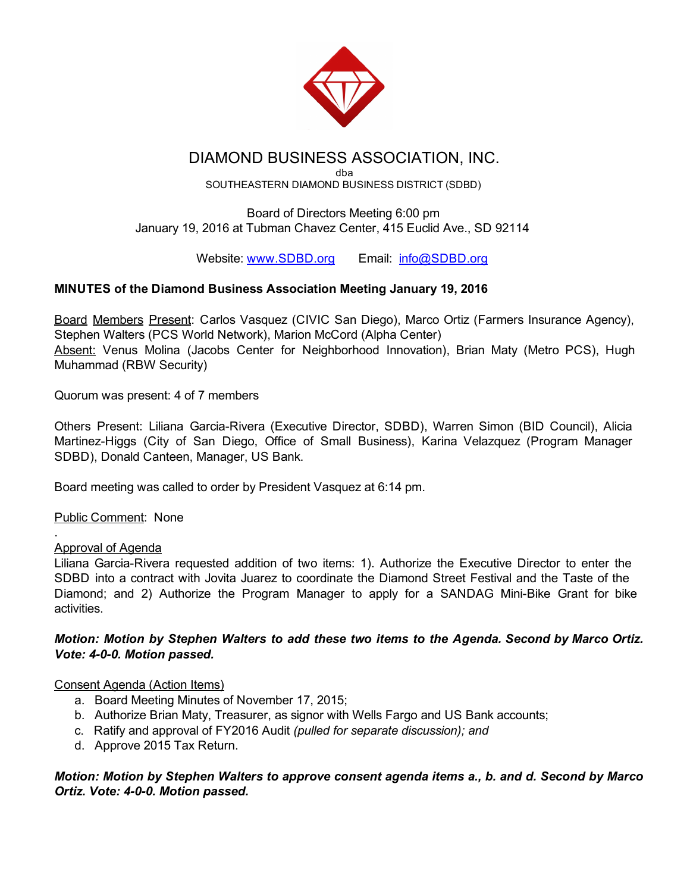# DIAMOND BUSINESS ASSOCIATION, INC.

dba

SOUTHEASTERN DIAMOND BUSINESS DISTRICT (SDBD)

Board of Directors Meeting 6:00 pm
January 19, 2016 at Tubman Chavez Center, 415 Euclid Ave., SD 92114

Website: www.SDBD.org Email: info@SDBD.org

**MINUTES of the Diamond Business Association Meeting January 19, 2016**

Board Members Present: Carlos Vasquez (CIVIC San Diego), Marco Ortiz (Farmers Insurance Agency), Stephen Walters (PCS World Network), Marion McCord (Alpha Center)
Absent: Venus Molina (Jacobs Center for Neighborhood Innovation), Brian Maty (Metro PCS), Hugh Muhammad (RBW Security)

Quorum was present: 4 of 7 members

Others Present: Liliana Garcia-Rivera (Executive Director, SDBD), Warren Simon (BID Council), Alicia Martinez-Higgs (City of San Diego, Office of Small Business), Karina Velazquez (Program Manager SDBD), Donald Canteen, Manager, US Bank.

Board meeting was called to order by President Vasquez at 6:14 pm.

Public Comment: None

.

Approval of Agenda
Liliana Garcia-Rivera requested addition of two items: 1). Authorize the Executive Director to enter the SDBD into a contract with Jovita Juarez to coordinate the Diamond Street Festival and the Taste of the Diamond; and 2) Authorize the Program Manager to apply for a SANDAG Mini-Bike Grant for bike activities.

***Motion: Motion by Stephen Walters to add these two items to the Agenda. Second by Marco Ortiz. Vote: 4-0-0. Motion passed.***

Consent Agenda (Action Items)

a. Board Meeting Minutes of November 17, 2015;
b. Authorize Brian Maty, Treasurer, as signor with Wells Fargo and US Bank accounts;
c. Ratify and approval of FY2016 Audit *(pulled for separate discussion); and*
d. Approve 2015 Tax Return.

***Motion: Motion by Stephen Walters to approve consent agenda items a., b. and d. Second by Marco Ortiz. Vote: 4-0-0. Motion passed.***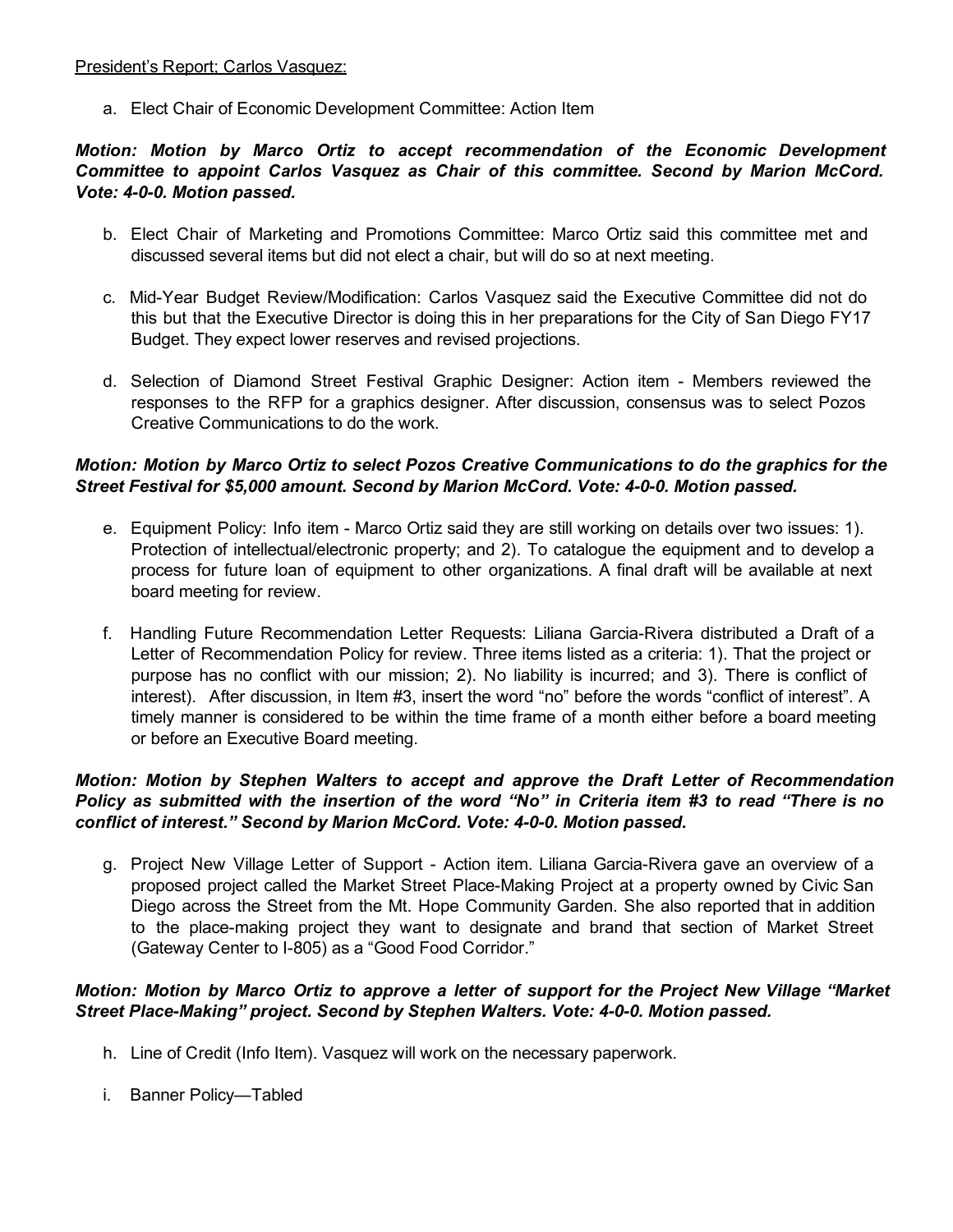President's Report; Carlos Vasquez:

a. Elect Chair of Economic Development Committee: Action Item

***Motion: Motion by Marco Ortiz to accept recommendation of the Economic Development Committee to appoint Carlos Vasquez as Chair of this committee. Second by Marion McCord. Vote: 4-0-0. Motion passed.***

b. Elect Chair of Marketing and Promotions Committee: Marco Ortiz said this committee met and discussed several items but did not elect a chair, but will do so at next meeting.

c. Mid-Year Budget Review/Modification: Carlos Vasquez said the Executive Committee did not do this but that the Executive Director is doing this in her preparations for the City of San Diego FY17 Budget. They expect lower reserves and revised projections.

d. Selection of Diamond Street Festival Graphic Designer: Action item - Members reviewed the responses to the RFP for a graphics designer. After discussion, consensus was to select Pozos Creative Communications to do the work.

***Motion: Motion by Marco Ortiz to select Pozos Creative Communications to do the graphics for the Street Festival for $5,000 amount. Second by Marion McCord. Vote: 4-0-0. Motion passed.***

e. Equipment Policy: Info item - Marco Ortiz said they are still working on details over two issues: 1). Protection of intellectual/electronic property; and 2). To catalogue the equipment and to develop a process for future loan of equipment to other organizations. A final draft will be available at next board meeting for review.

f. Handling Future Recommendation Letter Requests: Liliana Garcia-Rivera distributed a Draft of a Letter of Recommendation Policy for review. Three items listed as a criteria: 1). That the project or purpose has no conflict with our mission; 2). No liability is incurred; and 3). There is conflict of interest). After discussion, in Item #3, insert the word "no" before the words "conflict of interest". A timely manner is considered to be within the time frame of a month either before a board meeting or before an Executive Board meeting.

***Motion: Motion by Stephen Walters to accept and approve the Draft Letter of Recommendation Policy as submitted with the insertion of the word "No" in Criteria item #3 to read "There is no conflict of interest." Second by Marion McCord. Vote: 4-0-0. Motion passed.***

g. Project New Village Letter of Support - Action item. Liliana Garcia-Rivera gave an overview of a proposed project called the Market Street Place-Making Project at a property owned by Civic San Diego across the Street from the Mt. Hope Community Garden. She also reported that in addition to the place-making project they want to designate and brand that section of Market Street (Gateway Center to I-805) as a "Good Food Corridor."

***Motion: Motion by Marco Ortiz to approve a letter of support for the Project New Village "Market Street Place-Making" project. Second by Stephen Walters. Vote: 4-0-0. Motion passed.***

h. Line of Credit (Info Item). Vasquez will work on the necessary paperwork.

i. Banner Policy—Tabled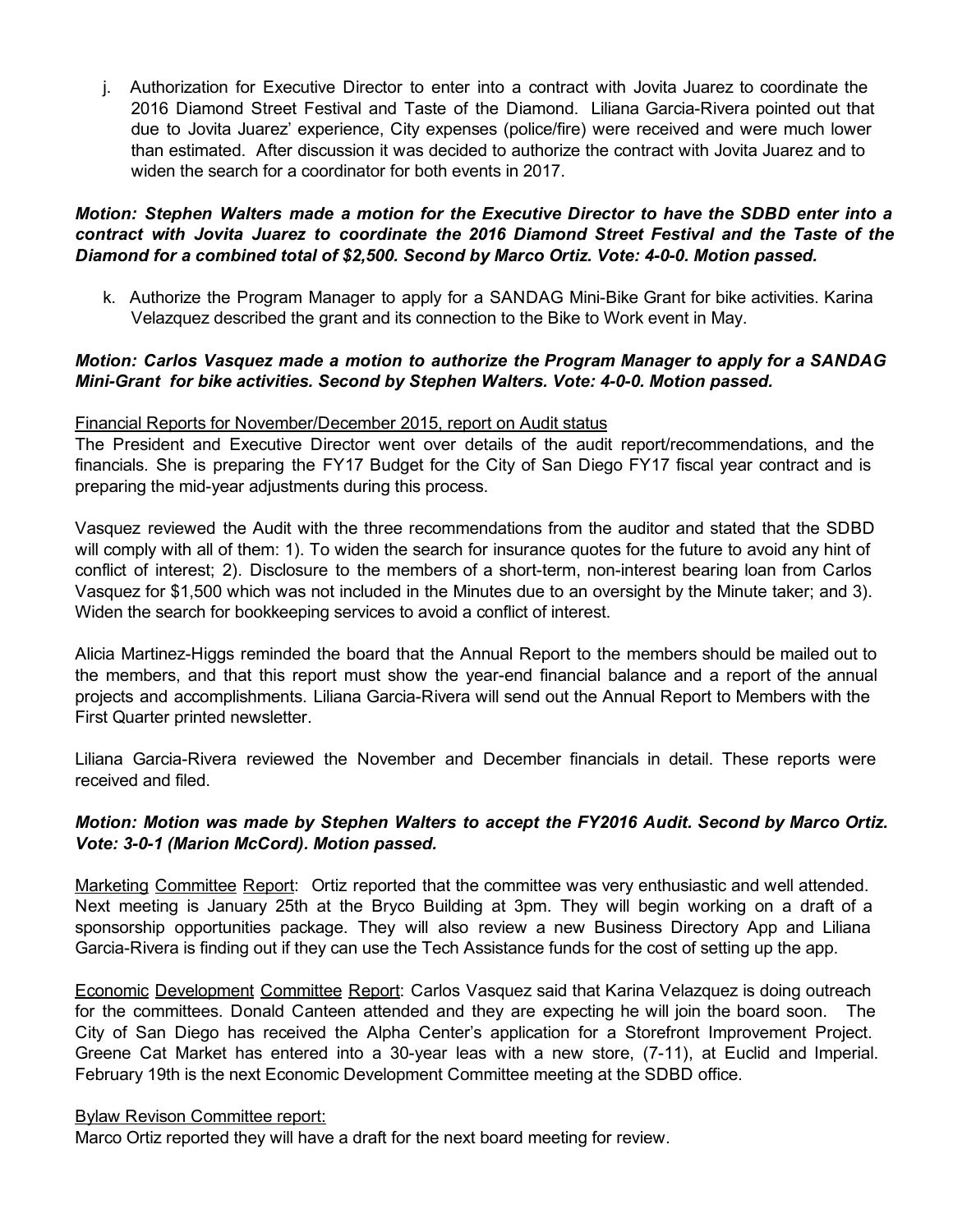j. Authorization for Executive Director to enter into a contract with Jovita Juarez to coordinate the 2016 Diamond Street Festival and Taste of the Diamond. Liliana Garcia-Rivera pointed out that due to Jovita Juarez' experience, City expenses (police/fire) were received and were much lower than estimated. After discussion it was decided to authorize the contract with Jovita Juarez and to widen the search for a coordinator for both events in 2017.

***Motion: Stephen Walters made a motion for the Executive Director to have the SDBD enter into a contract with Jovita Juarez to coordinate the 2016 Diamond Street Festival and the Taste of the Diamond for a combined total of $2,500. Second by Marco Ortiz. Vote: 4-0-0. Motion passed.***

k. Authorize the Program Manager to apply for a SANDAG Mini-Bike Grant for bike activities. Karina Velazquez described the grant and its connection to the Bike to Work event in May.

***Motion: Carlos Vasquez made a motion to authorize the Program Manager to apply for a SANDAG Mini-Grant for bike activities. Second by Stephen Walters. Vote: 4-0-0. Motion passed.***

<u>Financial Reports for November/December 2015, report on Audit status</u>

The President and Executive Director went over details of the audit report/recommendations, and the financials. She is preparing the FY17 Budget for the City of San Diego FY17 fiscal year contract and is preparing the mid-year adjustments during this process.

Vasquez reviewed the Audit with the three recommendations from the auditor and stated that the SDBD will comply with all of them: 1). To widen the search for insurance quotes for the future to avoid any hint of conflict of interest; 2). Disclosure to the members of a short-term, non-interest bearing loan from Carlos Vasquez for $1,500 which was not included in the Minutes due to an oversight by the Minute taker; and 3). Widen the search for bookkeeping services to avoid a conflict of interest.

Alicia Martinez-Higgs reminded the board that the Annual Report to the members should be mailed out to the members, and that this report must show the year-end financial balance and a report of the annual projects and accomplishments. Liliana Garcia-Rivera will send out the Annual Report to Members with the First Quarter printed newsletter.

Liliana Garcia-Rivera reviewed the November and December financials in detail. These reports were received and filed.

***Motion: Motion was made by Stephen Walters to accept the FY2016 Audit. Second by Marco Ortiz. Vote: 3-0-1 (Marion McCord). Motion passed.***

<u>Marketing</u> <u>Committee</u> <u>Report</u>: Ortiz reported that the committee was very enthusiastic and well attended. Next meeting is January 25th at the Bryco Building at 3pm. They will begin working on a draft of a sponsorship opportunities package. They will also review a new Business Directory App and Liliana Garcia-Rivera is finding out if they can use the Tech Assistance funds for the cost of setting up the app.

<u>Economic</u> <u>Development</u> <u>Committee</u> <u>Report</u>: Carlos Vasquez said that Karina Velazquez is doing outreach for the committees. Donald Canteen attended and they are expecting he will join the board soon. The City of San Diego has received the Alpha Center's application for a Storefront Improvement Project. Greene Cat Market has entered into a 30-year leas with a new store, (7-11), at Euclid and Imperial. February 19th is the next Economic Development Committee meeting at the SDBD office.

<u>Bylaw Revison Committee report:</u>

Marco Ortiz reported they will have a draft for the next board meeting for review.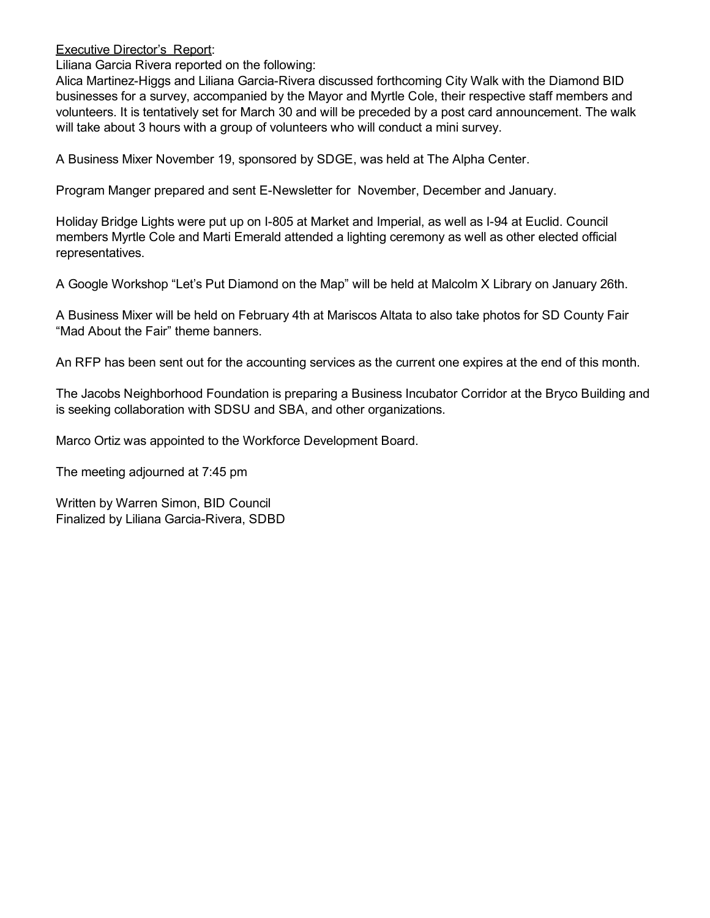Executive Director's  Report:

Liliana Garcia Rivera reported on the following:

Alica Martinez-Higgs and Liliana Garcia-Rivera discussed forthcoming City Walk with the Diamond BID businesses for a survey, accompanied by the Mayor and Myrtle Cole, their respective staff members and volunteers. It is tentatively set for March 30 and will be preceded by a post card announcement. The walk will take about 3 hours with a group of volunteers who will conduct a mini survey.

A Business Mixer November 19, sponsored by SDGE, was held at The Alpha Center.

Program Manger prepared and sent E-Newsletter for  November, December and January.

Holiday Bridge Lights were put up on I-805 at Market and Imperial, as well as I-94 at Euclid. Council members Myrtle Cole and Marti Emerald attended a lighting ceremony as well as other elected official representatives.

A Google Workshop "Let's Put Diamond on the Map" will be held at Malcolm X Library on January 26th.

A Business Mixer will be held on February 4th at Mariscos Altata to also take photos for SD County Fair "Mad About the Fair" theme banners.

An RFP has been sent out for the accounting services as the current one expires at the end of this month.

The Jacobs Neighborhood Foundation is preparing a Business Incubator Corridor at the Bryco Building and is seeking collaboration with SDSU and SBA, and other organizations.

Marco Ortiz was appointed to the Workforce Development Board.

The meeting adjourned at 7:45 pm

Written by Warren Simon, BID Council
Finalized by Liliana Garcia-Rivera, SDBD